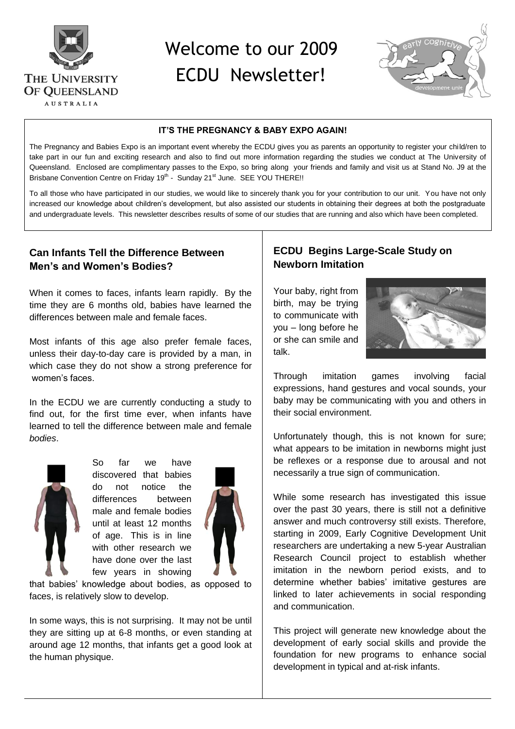# Welcome to our 2009 ECDU Newsletter!

**IT'S THE PREGNANCY & BABY EXPO AGAIN!**

The Pregnancy and Babies Expo is an important event whereby the ECDU gives you as parents an opportunity to register your child/ren to take part in our fun and exciting research and also to find out more information regarding the studies we conduct at The University of Queensland. Enclosed are complimentary passes to the Expo, so bring along your friends and family and visit us at Stand No. J9 at the Brisbane Convention Centre on Friday 19th - Sunday 21st June. SEE YOU THERE!!

To all those who have participated in our studies, we would like to sincerely thank you for your contribution to our unit. You have not only increased our knowledge about children's development, but also assisted our students in obtaining their degrees at both the postgraduate and undergraduate levels. This newsletter describes results of some of our studies that are running and also which have been completed.

## Can Infants Tell the Difference Between Men's and Women's Bodies?

When it comes to faces, infants learn rapidly. By the time they are 6 months old, babies have learned the differences between male and female faces.

Most infants of this age also prefer female faces, unless their day-to-day care is provided by a man, in which case they do not show a strong preference for women's faces.

In the ECDU we are currently conducting a study to find out, for the first time ever, when infants have learned to tell the difference between male and female *bodies*.

So far we have discovered that babies do not notice the differences between male and female bodies until at least 12 months of age. This is in line with other research we have done over the last few years in showing that babies' knowledge about bodies, as opposed to faces, is relatively slow to develop.

In some ways, this is not surprising. It may not be until they are sitting up at 6-8 months, or even standing at around age 12 months, that infants get a good look at the human physique.

## ECDU Begins Large-Scale Study on Newborn Imitation

Your baby, right from birth, may be trying to communicate with you – long before he or she can smile and talk.

Through imitation games involving facial expressions, hand gestures and vocal sounds, your baby may be communicating with you and others in their social environment.

Unfortunately though, this is not known for sure; what appears to be imitation in newborns might just be reflexes or a response due to arousal and not necessarily a true sign of communication.

While some research has investigated this issue over the past 30 years, there is still not a definitive answer and much controversy still exists. Therefore, starting in 2009, Early Cognitive Development Unit researchers are undertaking a new 5-year Australian Research Council project to establish whether imitation in the newborn period exists, and to determine whether babies' imitative gestures are linked to later achievements in social responding and communication.

This project will generate new knowledge about the development of early social skills and provide the foundation for new programs to enhance social development in typical and at-risk infants.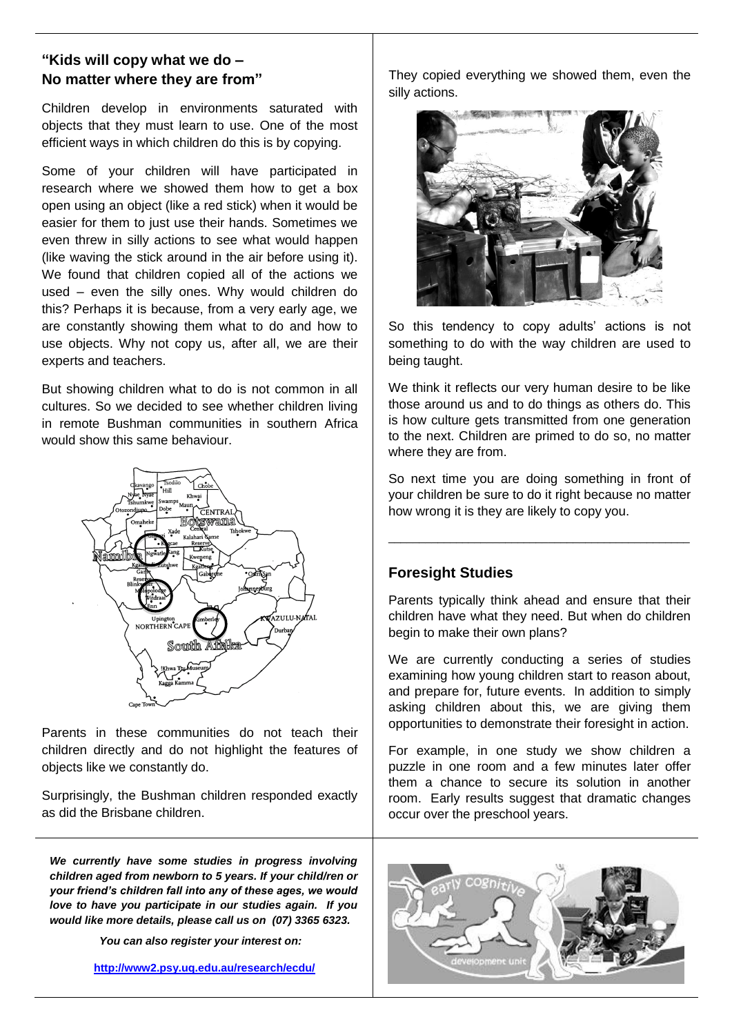## "Kids will copy what we do – No matter where they are from"

Children develop in environments saturated with objects that they must learn to use. One of the most efficient ways in which children do this is by copying.

Some of your children will have participated in research where we showed them how to get a box open using an object (like a red stick) when it would be easier for them to just use their hands. Sometimes we even threw in silly actions to see what would happen (like waving the stick around in the air before using it). We found that children copied all of the actions we used – even the silly ones. Why would children do this? Perhaps it is because, from a very early age, we are constantly showing them what to do and how to use objects. Why not copy us, after all, we are their experts and teachers.

But showing children what to do is not common in all cultures. So we decided to see whether children living in remote Bushman communities in southern Africa would show this same behaviour.

Parents in these communities do not teach their children directly and do not highlight the features of objects like we constantly do.

Surprisingly, the Bushman children responded exactly as did the Brisbane children.

They copied everything we showed them, even the silly actions.

So this tendency to copy adults' actions is not something to do with the way children are used to being taught.

We think it reflects our very human desire to be like those around us and to do things as others do. This is how culture gets transmitted from one generation to the next. Children are primed to do so, no matter where they are from.

So next time you are doing something in front of your children be sure to do it right because no matter how wrong it is they are likely to copy you.

## Foresight Studies

Parents typically think ahead and ensure that their children have what they need. But when do children begin to make their own plans?

We are currently conducting a series of studies examining how young children start to reason about, and prepare for, future events. In addition to simply asking children about this, we are giving them opportunities to demonstrate their foresight in action.

For example, in one study we show children a puzzle in one room and a few minutes later offer them a chance to secure its solution in another room. Early results suggest that dramatic changes occur over the preschool years.

***We currently have some studies in progress involving children aged from newborn to 5 years. If your child/ren or your friend's children fall into any of these ages, we would love to have you participate in our studies again. If you would like more details, please call us on (07) 3365 6323.***

***You can also register your interest on:***

**http://www2.psy.uq.edu.au/research/ecdu/**